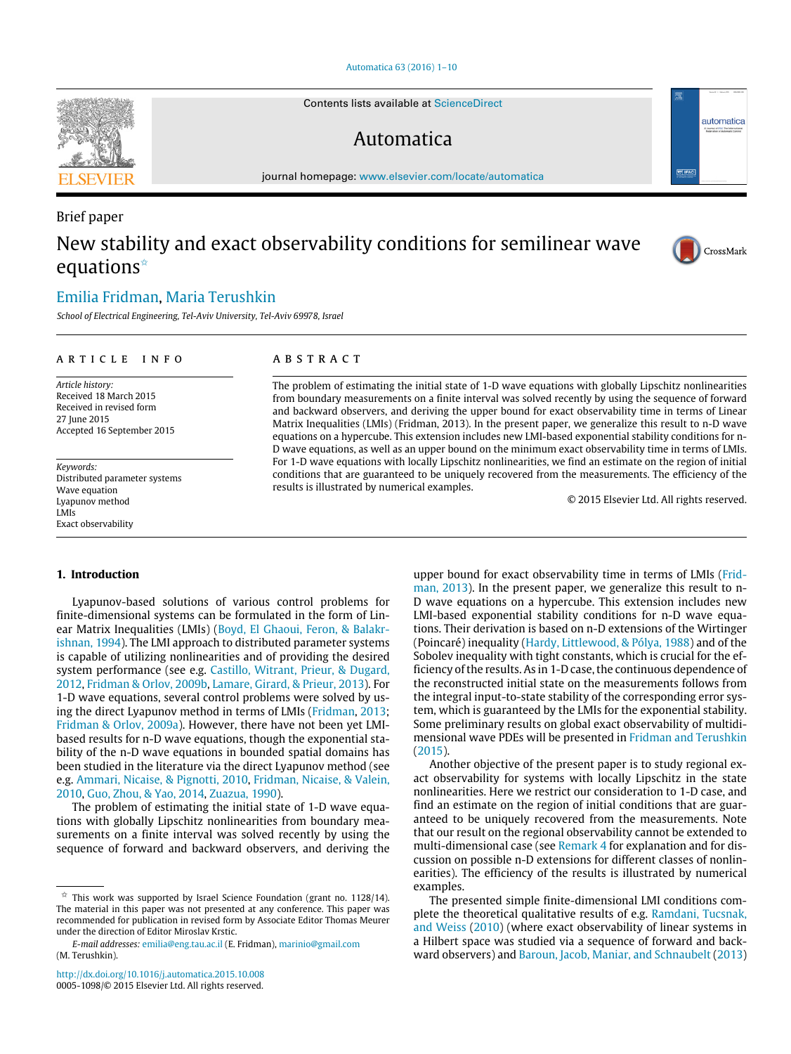Brief paper

# New stability and exact observability conditions for semilinear wave equations[☆]

Emilia Fridman, Maria Terushkin

*School of Electrical Engineering, Tel-Aviv University, Tel-Aviv 69978, Israel*

## ARTICLE INFO

*Article history:*
Received 18 March 2015
Received in revised form
27 June 2015
Accepted 16 September 2015

*Keywords:*
Distributed parameter systems
Wave equation
Lyapunov method
LMIs
Exact observability

## ABSTRACT

The problem of estimating the initial state of 1-D wave equations with globally Lipschitz nonlinearities from boundary measurements on a finite interval was solved recently by using the sequence of forward and backward observers, and deriving the upper bound for exact observability time in terms of Linear Matrix Inequalities (LMIs) (Fridman, 2013). In the present paper, we generalize this result to n-D wave equations on a hypercube. This extension includes new LMI-based exponential stability conditions for n-D wave equations, as well as an upper bound on the minimum exact observability time in terms of LMIs. For 1-D wave equations with locally Lipschitz nonlinearities, we find an estimate on the region of initial conditions that are guaranteed to be uniquely recovered from the measurements. The efficiency of the results is illustrated by numerical examples.

© 2015 Elsevier Ltd. All rights reserved.

## 1. Introduction

Lyapunov-based solutions of various control problems for finite-dimensional systems can be formulated in the form of Linear Matrix Inequalities (LMIs) (Boyd, El Ghaoui, Feron, & Balakrishnan, 1994). The LMI approach to distributed parameter systems is capable of utilizing nonlinearities and of providing the desired system performance (see e.g. Castillo, Witrant, Prieur, & Dugard, 2012, Fridman & Orlov, 2009b, Lamare, Girard, & Prieur, 2013). For 1-D wave equations, several control problems were solved by using the direct Lyapunov method in terms of LMIs (Fridman, 2013; Fridman & Orlov, 2009a). However, there have not been yet LMI-based results for n-D wave equations, though the exponential stability of the n-D wave equations in bounded spatial domains has been studied in the literature via the direct Lyapunov method (see e.g. Ammari, Nicaise, & Pignotti, 2010, Fridman, Nicaise, & Valein, 2010, Guo, Zhou, & Yao, 2014, Zuazua, 1990).

The problem of estimating the initial state of 1-D wave equations with globally Lipschitz nonlinearities from boundary measurements on a finite interval was solved recently by using the sequence of forward and backward observers, and deriving the upper bound for exact observability time in terms of LMIs (Fridman, 2013). In the present paper, we generalize this result to n-D wave equations on a hypercube. This extension includes new LMI-based exponential stability conditions for n-D wave equations. Their derivation is based on n-D extensions of the Wirtinger (Poincaré) inequality (Hardy, Littlewood, & Pólya, 1988) and of the Sobolev inequality with tight constants, which is crucial for the efficiency of the results. As in 1-D case, the continuous dependence of the reconstructed initial state on the measurements follows from the integral input-to-state stability of the corresponding error system, which is guaranteed by the LMIs for the exponential stability. Some preliminary results on global exact observability of multidimensional wave PDEs will be presented in Fridman and Terushkin (2015).

Another objective of the present paper is to study regional exact observability for systems with locally Lipschitz in the state nonlinearities. Here we restrict our consideration to 1-D case, and find an estimate on the region of initial conditions that are guaranteed to be uniquely recovered from the measurements. Note that our result on the regional observability cannot be extended to multi-dimensional case (see Remark 4 for explanation and for discussion on possible n-D extensions for different classes of nonlinearities). The efficiency of the results is illustrated by numerical examples.

The presented simple finite-dimensional LMI conditions complete the theoretical qualitative results of e.g. Ramdani, Tucsnak, and Weiss (2010) (where exact observability of linear systems in a Hilbert space was studied via a sequence of forward and backward observers) and Baroun, Jacob, Maniar, and Schnaubelt (2013)

---

[☆] This work was supported by Israel Science Foundation (grant no. 1128/14). The material in this paper was not presented at any conference. This paper was recommended for publication in revised form by Associate Editor Thomas Meurer under the direction of Editor Miroslav Krstic.

*E-mail addresses:* emilia@eng.tau.ac.il (E. Fridman), marinio@gmail.com (M. Terushkin).

http://dx.doi.org/10.1016/j.automatica.2015.10.008
0005-1098/© 2015 Elsevier Ltd. All rights reserved.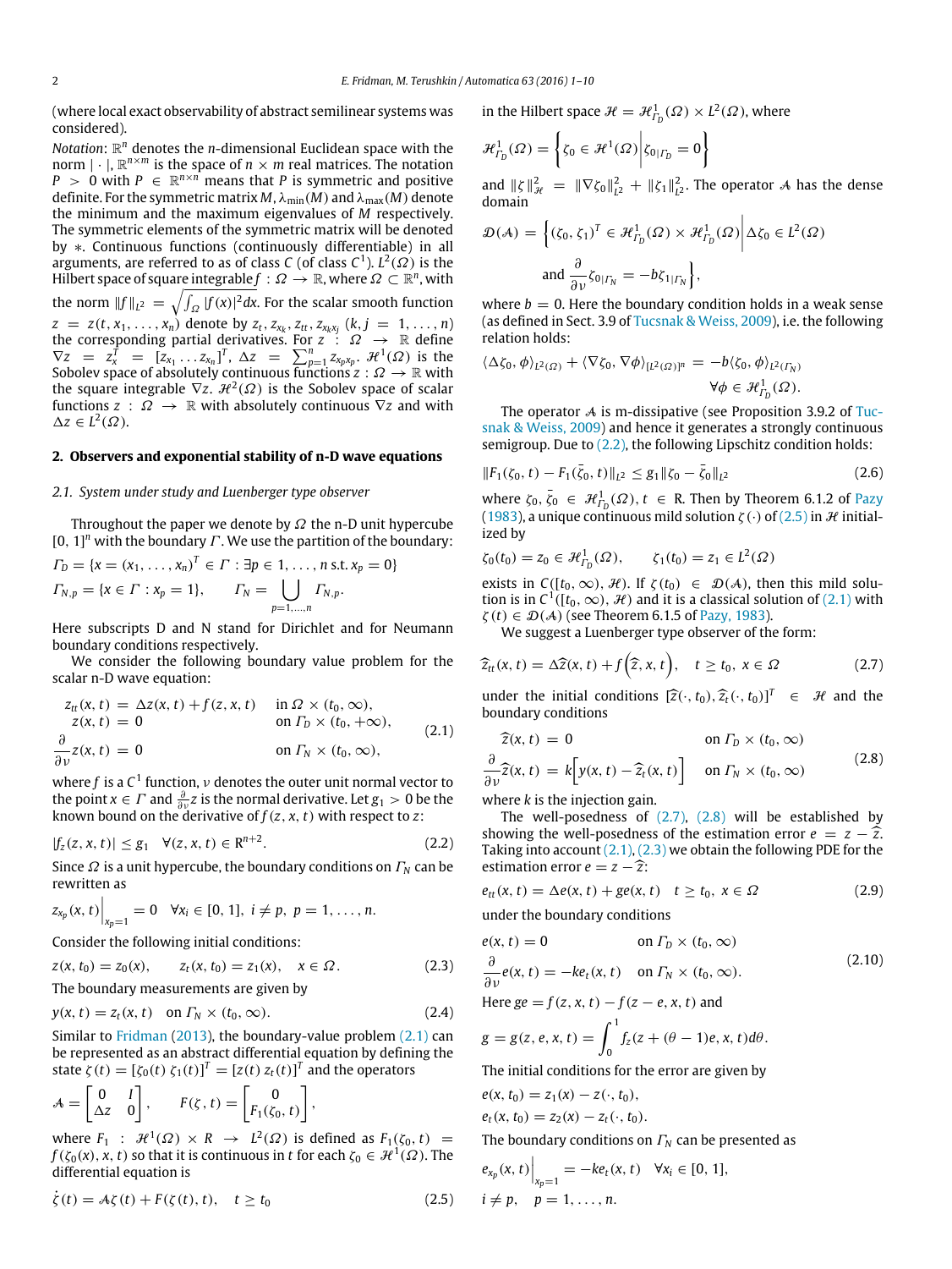(where local exact observability of abstract semilinear systems was considered).

*Notation*: $\mathbb{R}^n$ denotes the $n$-dimensional Euclidean space with the norm $|\cdot|$, $\mathbb{R}^{n\times m}$ is the space of $n\times m$ real matrices. The notation $P>0$ with $P\in\mathbb{R}^{n\times n}$ means that $P$ is symmetric and positive definite. For the symmetric matrix $M$, $\lambda_{\min}(M)$ and $\lambda_{\max}(M)$ denote the minimum and the maximum eigenvalues of $M$ respectively. The symmetric elements of the symmetric matrix will be denoted by $*$. Continuous functions (continuously differentiable) in all arguments, are referred to as of class $C$ (of class $C^1$). $L^2(\Omega)$ is the Hilbert space of square integrable $f:\Omega\to\mathbb{R}$, where $\Omega\subset\mathbb{R}^n$, with the norm $\|f\|_{L^2}=\sqrt{\int_\Omega |f(x)|^2dx}$. For the scalar smooth function $z=z(t,x_1,\ldots,x_n)$ denote by $z_t, z_{x_k}, z_{tt}, z_{x_kx_j}$ $(k,j=1,\ldots,n)$ the corresponding partial derivatives. For $z:\Omega\to\mathbb{R}$ define $\nabla z=z_x^T=[z_{x_1}\ldots z_{x_n}]^T$, $\Delta z=\sum_{p=1}^n z_{x_px_p}$. $\mathcal{H}^1(\Omega)$ is the Sobolev space of absolutely continuous functions $z:\Omega\to\mathbb{R}$ with the square integrable $\nabla z$. $\mathcal{H}^2(\Omega)$ is the Sobolev space of scalar functions $z:\Omega\to\mathbb{R}$ with absolutely continuous $\nabla z$ and with $\Delta z\in L^2(\Omega)$.

## 2. Observers and exponential stability of n-D wave equations

### 2.1. System under study and Luenberger type observer

Throughout the paper we denote by $\Omega$ the n-D unit hypercube $[0,1]^n$ with the boundary $\Gamma$. We use the partition of the boundary:

$$\Gamma_D=\{x=(x_1,\ldots,x_n)^T\in\Gamma:\exists p\in 1,\ldots,n \text{ s.t. } x_p=0\}$$

$$\Gamma_{N,p}=\{x\in\Gamma:x_p=1\},\qquad \Gamma_N=\bigcup_{p=1,\ldots,n}\Gamma_{N,p}.$$

Here subscripts D and N stand for Dirichlet and for Neumann boundary conditions respectively.

We consider the following boundary value problem for the scalar n-D wave equation:

$$\begin{aligned} z_{tt}(x,t)&=\Delta z(x,t)+f(z,x,t) && \text{in } \Omega\times(t_0,\infty),\\ z(x,t)&=0 && \text{on } \Gamma_D\times(t_0,+\infty),\\ \frac{\partial}{\partial\nu}z(x,t)&=0 && \text{on } \Gamma_N\times(t_0,\infty), \end{aligned}\tag{2.1}$$

where $f$ is a $C^1$ function, $\nu$ denotes the outer unit normal vector to the point $x\in\Gamma$ and $\frac{\partial}{\partial\nu}z$ is the normal derivative. Let $g_1>0$ be the known bound on the derivative of $f(z,x,t)$ with respect to $z$:

$$|f_z(z,x,t)|\le g_1\quad\forall(z,x,t)\in\mathbb{R}^{n+2}.\tag{2.2}$$

Since $\Omega$ is a unit hypercube, the boundary conditions on $\Gamma_N$ can be rewritten as

$$z_{x_p}(x,t)\Big|_{x_p=1}=0\quad\forall x_i\in[0,1],\ i\ne p,\ p=1,\ldots,n.$$

Consider the following initial conditions:

$$z(x,t_0)=z_0(x),\qquad z_t(x,t_0)=z_1(x),\qquad x\in\Omega.\tag{2.3}$$

The boundary measurements are given by

$$y(x,t)=z_t(x,t)\quad\text{on } \Gamma_N\times(t_0,\infty).\tag{2.4}$$

Similar to Fridman (2013), the boundary-value problem (2.1) can be represented as an abstract differential equation by defining the state $\zeta(t)=[\zeta_0(t)\ \zeta_1(t)]^T=[z(t)\ z_t(t)]^T$ and the operators

$$\mathcal{A}=\begin{bmatrix}0 & I\\ \Delta z & 0\end{bmatrix},\qquad F(\zeta,t)=\begin{bmatrix}0\\ F_1(\zeta_0,t)\end{bmatrix},$$

where $F_1:\mathcal{H}^1(\Omega)\times R\to L^2(\Omega)$ is defined as $F_1(\zeta_0,t)=f(\zeta_0(x),x,t)$ so that it is continuous in $t$ for each $\zeta_0\in\mathcal{H}^1(\Omega)$. The differential equation is

$$\dot\zeta(t)=\mathcal{A}\zeta(t)+F(\zeta(t),t),\quad t\ge t_0\tag{2.5}$$

in the Hilbert space $\mathcal{H}=\mathcal{H}^1_{\Gamma_D}(\Omega)\times L^2(\Omega)$, where

$$\mathcal{H}^1_{\Gamma_D}(\Omega)=\left\{\zeta_0\in\mathcal{H}^1(\Omega)\,\Big|\,\zeta_{0|\Gamma_D}=0\right\}$$

and $\|\zeta\|^2_{\mathcal{H}}=\|\nabla\zeta_0\|^2_{L^2}+\|\zeta_1\|^2_{L^2}$. The operator $\mathcal{A}$ has the dense domain

$$\mathcal{D}(\mathcal{A})=\left\{(\zeta_0,\zeta_1)^T\in\mathcal{H}^1_{\Gamma_D}(\Omega)\times\mathcal{H}^1_{\Gamma_D}(\Omega)\,\Big|\,\Delta\zeta_0\in L^2(\Omega)\right.$$
$$\left.\text{and } \frac{\partial}{\partial\nu}\zeta_{0|\Gamma_N}=-b\zeta_{1|\Gamma_N}\right\},$$

where $b=0$. Here the boundary condition holds in a weak sense (as defined in Sect. 3.9 of Tucsnak & Weiss, 2009), i.e. the following relation holds:

$$\langle\Delta\zeta_0,\phi\rangle_{L^2(\Omega)}+\langle\nabla\zeta_0,\nabla\phi\rangle_{[L^2(\Omega)]^n}=-b\langle\zeta_0,\phi\rangle_{L^2(\Gamma_N)}\qquad\forall\phi\in\mathcal{H}^1_{\Gamma_D}(\Omega).$$

The operator $\mathcal{A}$ is m-dissipative (see Proposition 3.9.2 of Tucsnak & Weiss, 2009) and hence it generates a strongly continuous semigroup. Due to (2.2), the following Lipschitz condition holds:

$$\|F_1(\zeta_0,t)-F_1(\bar\zeta_0,t)\|_{L^2}\le g_1\|\zeta_0-\bar\zeta_0\|_{L^2}\tag{2.6}$$

where $\zeta_0,\bar\zeta_0\in\mathcal{H}^1_{\Gamma_D}(\Omega)$, $t\in\mathbb{R}$. Then by Theorem 6.1.2 of Pazy (1983), a unique continuous mild solution $\zeta(\cdot)$ of (2.5) in $\mathcal{H}$ initialized by

$$\zeta_0(t_0)=z_0\in\mathcal{H}^1_{\Gamma_D}(\Omega),\qquad \zeta_1(t_0)=z_1\in L^2(\Omega)$$

exists in $C([t_0,\infty),\mathcal{H})$. If $\zeta(t_0)\in\mathcal{D}(\mathcal{A})$, then this mild solution is in $C^1([t_0,\infty),\mathcal{H})$ and it is a classical solution of (2.1) with $\zeta(t)\in\mathcal{D}(\mathcal{A})$ (see Theorem 6.1.5 of Pazy, 1983).

We suggest a Luenberger type observer of the form:

$$\hat z_{tt}(x,t)=\Delta\hat z(x,t)+f\left(\hat z,x,t\right),\quad t\ge t_0,\ x\in\Omega\tag{2.7}$$

under the initial conditions $[\hat z(\cdot,t_0),\hat z_t(\cdot,t_0)]^T\in\mathcal{H}$ and the boundary conditions

$$\begin{aligned}\hat z(x,t)&=0 && \text{on } \Gamma_D\times(t_0,\infty)\\ \frac{\partial}{\partial\nu}\hat z(x,t)&=k\Big[y(x,t)-\hat z_t(x,t)\Big] && \text{on } \Gamma_N\times(t_0,\infty)\end{aligned}\tag{2.8}$$

where $k$ is the injection gain.

The well-posedness of (2.7), (2.8) will be established by showing the well-posedness of the estimation error $e=z-\hat z$. Taking into account (2.1), (2.3) we obtain the following PDE for the estimation error $e=z-\hat z$:

$$e_{tt}(x,t)=\Delta e(x,t)+ge(x,t)\quad t\ge t_0,\ x\in\Omega\tag{2.9}$$

under the boundary conditions

$$\begin{aligned}e(x,t)&=0 && \text{on } \Gamma_D\times(t_0,\infty)\\ \frac{\partial}{\partial\nu}e(x,t)&=-ke_t(x,t) && \text{on } \Gamma_N\times(t_0,\infty).\end{aligned}\tag{2.10}$$

Here $ge=f(z,x,t)-f(z-e,x,t)$ and

$$g=g(z,e,x,t)=\int_0^1 f_z(z+(\theta-1)e,x,t)d\theta.$$

The initial conditions for the error are given by

$$e(x,t_0)=z_1(x)-z(\cdot,t_0),$$
$$e_t(x,t_0)=z_2(x)-z_t(\cdot,t_0).$$

The boundary conditions on $\Gamma_N$ can be presented as

$$e_{x_p}(x,t)\Big|_{x_p=1}=-ke_t(x,t)\quad\forall x_i\in[0,1],$$
$$i\ne p,\quad p=1,\ldots,n.$$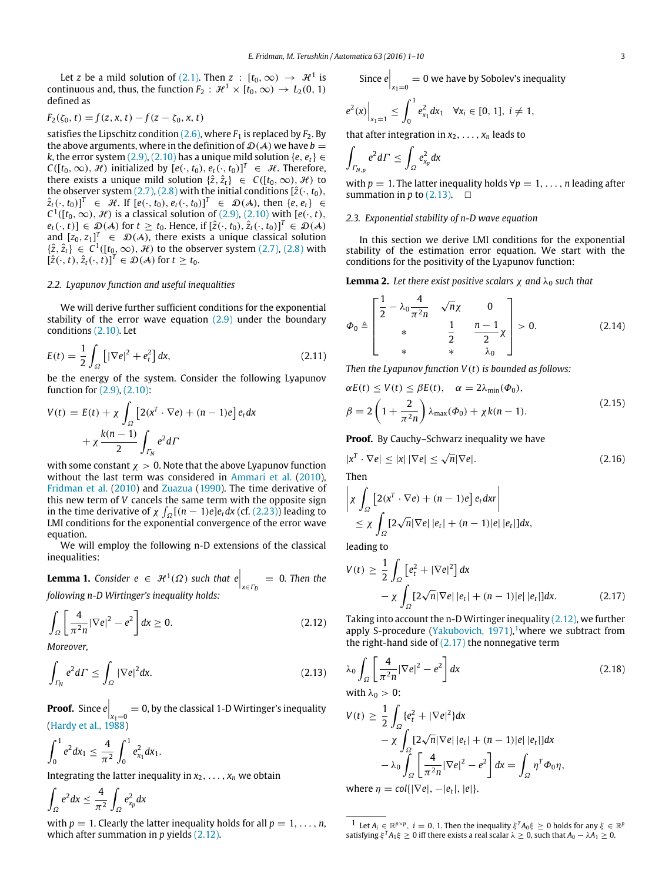Let $z$ be a mild solution of (2.1). Then $z : [t_0, \infty) \to \mathcal{H}^1$ is continuous and, thus, the function $F_2 : \mathcal{H}^1 \times [t_0, \infty) \to L_2(0, 1)$ defined as

$$F_2(\zeta_0, t) = f(z, x, t) - f(z - \zeta_0, x, t)$$

satisfies the Lipschitz condition (2.6), where $F_1$ is replaced by $F_2$. By the above arguments, where in the definition of $\mathcal{D}(\mathcal{A})$ we have $b = k$, the error system (2.9), (2.10) has a unique mild solution $\{e, e_t\} \in C([t_0, \infty), \mathcal{H})$ initialized by $[e(\cdot, t_0), e_t(\cdot, t_0)]^T \in \mathcal{H}$. Therefore, there exists a unique mild solution $\{\hat{z}, \hat{z}_t\} \in C([t_0, \infty), \mathcal{H})$ to the observer system (2.7), (2.8) with the initial conditions $[\hat{z}(\cdot, t_0), \hat{z}_t(\cdot, t_0)]^T \in \mathcal{H}$. If $[e(\cdot, t_0), e_t(\cdot, t_0)]^T \in \mathcal{D}(\mathcal{A})$, then $\{e, e_t\} \in C^1([t_0, \infty), \mathcal{H})$ is a classical solution of (2.9), (2.10) with $[e(\cdot, t), e_t(\cdot, t)] \in \mathcal{D}(\mathcal{A})$ for $t \geq t_0$. Hence, if $[\hat{z}(\cdot, t_0), \hat{z}_t(\cdot, t_0)]^T \in \mathcal{D}(\mathcal{A})$ and $[z_0, z_1]^T \in \mathcal{D}(\mathcal{A})$, there exists a unique classical solution $\{\hat{z}, \hat{z}_t\} \in C^1([t_0, \infty), \mathcal{H})$ to the observer system (2.7), (2.8) with $[\hat{z}(\cdot, t), \hat{z}_t(\cdot, t)]^T \in \mathcal{D}(\mathcal{A})$ for $t \geq t_0$.

### 2.2. Lyapunov function and useful inequalities

We will derive further sufficient conditions for the exponential stability of the error wave equation (2.9) under the boundary conditions (2.10). Let

$$E(t) = \frac{1}{2}\int_\Omega \left[|\nabla e|^2 + e_t^2\right] dx, \tag{2.11}$$

be the energy of the system. Consider the following Lyapunov function for (2.9), (2.10):

$$V(t) = E(t) + \chi \int_\Omega \left[2(x^T \cdot \nabla e) + (n-1)e\right] e_t dx + \chi \frac{k(n-1)}{2} \int_{\Gamma_N} e^2 d\Gamma$$

with some constant $\chi > 0$. Note that the above Lyapunov function without the last term was considered in Ammari et al. (2010), Fridman et al. (2010) and Zuazua (1990). The time derivative of this new term of $V$ cancels the same term with the opposite sign in the time derivative of $\chi \int_\Omega [(n-1)e] e_t dx$ (cf. (2.23)) leading to LMI conditions for the exponential convergence of the error wave equation.

We will employ the following n-D extensions of the classical inequalities:

**Lemma 1.** *Consider $e \in \mathcal{H}^1(\Omega)$ such that $e\Big|_{x \in \Gamma_D} = 0$. Then the following n-D Wirtinger's inequality holds:*

$$\int_\Omega \left[\frac{4}{\pi^2 n}|\nabla e|^2 - e^2\right] dx \geq 0. \tag{2.12}$$

*Moreover,*

$$\int_{\Gamma_N} e^2 d\Gamma \leq \int_\Omega |\nabla e|^2 dx. \tag{2.13}$$

**Proof.** Since $e\Big|_{x_1=0} = 0$, by the classical 1-D Wirtinger's inequality (Hardy et al., 1988)

$$\int_0^1 e^2 dx_1 \leq \frac{4}{\pi^2}\int_0^1 e_{x_1}^2 dx_1.$$

Integrating the latter inequality in $x_2, \ldots, x_n$ we obtain

$$\int_\Omega e^2 dx \leq \frac{4}{\pi^2}\int_\Omega e_{x_p}^2 dx$$

with $p = 1$. Clearly the latter inequality holds for all $p = 1, \ldots, n$, which after summation in $p$ yields (2.12).

Since $e\Big|_{x_1=0} = 0$ we have by Sobolev's inequality

$$e^2(x)\Big|_{x_1=1} \leq \int_0^1 e_{x_1}^2 dx_1 \quad \forall x_i \in [0, 1],\ i \neq 1,$$

that after integration in $x_2, \ldots, x_n$ leads to

$$\int_{\Gamma_{N,p}} e^2 d\Gamma \leq \int_\Omega e_{x_p}^2 dx$$

with $p = 1$. The latter inequality holds $\forall p = 1, \ldots, n$ leading after summation in $p$ to (2.13). $\square$

### 2.3. Exponential stability of n-D wave equation

In this section we derive LMI conditions for the exponential stability of the estimation error equation. We start with the conditions for the positivity of the Lyapunov function:

**Lemma 2.** *Let there exist positive scalars $\chi$ and $\lambda_0$ such that*

$$\Phi_0 \triangleq \begin{bmatrix} \frac{1}{2} - \lambda_0 \frac{4}{\pi^2 n} & \sqrt{n}\chi & 0 \\ * & \frac{1}{2} & \frac{n-1}{2}\chi \\ * & * & \lambda_0 \end{bmatrix} > 0. \tag{2.14}$$

*Then the Lyapunov function $V(t)$ is bounded as follows:*

$$\alpha E(t) \leq V(t) \leq \beta E(t), \quad \alpha = 2\lambda_{\min}(\Phi_0),$$
$$\beta = 2\left(1 + \frac{2}{\pi^2 n}\right)\lambda_{\max}(\Phi_0) + \chi k(n-1). \tag{2.15}$$

**Proof.** By Cauchy–Schwarz inequality we have

$$|x^T \cdot \nabla e| \leq |x|\,|\nabla e| \leq \sqrt{n}|\nabla e|. \tag{2.16}$$

Then

$$\left|\chi \int_\Omega \left[2(x^T \cdot \nabla e) + (n-1)e\right] e_t dxr\right| \leq \chi \int_\Omega [2\sqrt{n}|\nabla e|\,|e_t| + (n-1)|e|\,|e_t|]dx,$$

leading to

$$V(t) \geq \frac{1}{2}\int_\Omega \left[e_t^2 + |\nabla e|^2\right] dx - \chi \int_\Omega [2\sqrt{n}|\nabla e|\,|e_t| + (n-1)|e|\,|e_t|]dx. \tag{2.17}$$

Taking into account the n-D Wirtinger inequality (2.12), we further apply S-procedure (Yakubovich, 1971),[1] where we subtract from the right-hand side of (2.17) the nonnegative term

$$\lambda_0 \int_\Omega \left[\frac{4}{\pi^2 n}|\nabla e|^2 - e^2\right] dx \tag{2.18}$$

with $\lambda_0 > 0$:

$$V(t) \geq \frac{1}{2}\int_\Omega \{e_t^2 + |\nabla e|^2\}dx - \chi \int_\Omega [2\sqrt{n}|\nabla e|\,|e_t| + (n-1)|e|\,|e_t|]dx - \lambda_0 \int_\Omega \left[\frac{4}{\pi^2 n}|\nabla e|^2 - e^2\right] dx = \int_\Omega \eta^T \Phi_0 \eta,$$

where $\eta = col\{|\nabla e|, -|e_t|, |e|\}$.

[1] Let $A_i \in \mathbb{R}^{p \times p}$, $i = 0, 1$. Then the inequality $\xi^T A_0 \xi \geq 0$ holds for any $\xi \in \mathbb{R}^p$ satisfying $\xi^T A_1 \xi \geq 0$ iff there exists a real scalar $\lambda \geq 0$, such that $A_0 - \lambda A_1 \geq 0$.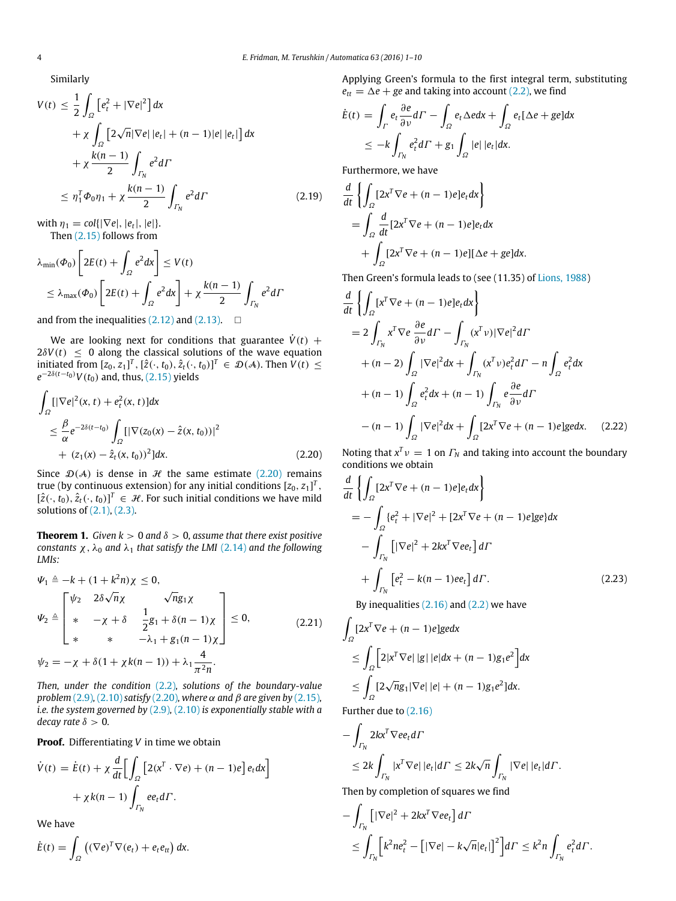Similarly

$$
\begin{aligned}
V(t) \leq\ & \frac{1}{2}\int_\Omega \left[e_t^2 + |\nabla e|^2\right] dx \\
& + \chi \int_\Omega \left[2\sqrt{n}|\nabla e|\,|e_t| + (n-1)|e|\,|e_t|\right] dx \\
& + \chi \frac{k(n-1)}{2}\int_{\Gamma_N} e^2 d\Gamma \\
\leq\ & \eta_1^T \Phi_0 \eta_1 + \chi \frac{k(n-1)}{2}\int_{\Gamma_N} e^2 d\Gamma
\end{aligned} \tag{2.19}
$$

with $\eta_1 = col\{|\nabla e|, |e_t|, |e|\}$.

Then (2.15) follows from

$$
\begin{aligned}
& \lambda_{\min}(\Phi_0)\left[2E(t) + \int_\Omega e^2 dx\right] \leq V(t) \\
& \leq \lambda_{\max}(\Phi_0)\left[2E(t) + \int_\Omega e^2 dx\right] + \chi \frac{k(n-1)}{2}\int_{\Gamma_N} e^2 d\Gamma
\end{aligned}
$$

and from the inequalities (2.12) and (2.13). □

We are looking next for conditions that guarantee $\dot{V}(t) + 2\delta V(t) \leq 0$ along the classical solutions of the wave equation initiated from $[z_0, z_1]^T, [\hat{z}(\cdot, t_0), \hat{z}_t(\cdot, t_0)]^T \in \mathcal{D}(\mathcal{A})$. Then $V(t) \leq e^{-2\delta(t-t_0)}V(t_0)$ and, thus, (2.15) yields

$$
\begin{aligned}
& \int_\Omega [|\nabla e|^2(x,t) + e_t^2(x,t)]dx \\
& \leq \frac{\beta}{\alpha} e^{-2\delta(t-t_0)} \int_\Omega [|\nabla(z_0(x) - \hat{z}(x,t_0))|^2 \\
& \quad + (z_1(x) - \hat{z}_t(x,t_0))^2]dx.
\end{aligned} \tag{2.20}
$$

Since $\mathcal{D}(\mathcal{A})$ is dense in $\mathcal{H}$ the same estimate (2.20) remains true (by continuous extension) for any initial conditions $[z_0, z_1]^T$, $[\hat{z}(\cdot, t_0), \hat{z}_t(\cdot, t_0)]^T \in \mathcal{H}$. For such initial conditions we have mild solutions of (2.1), (2.3).

**Theorem 1.** *Given $k > 0$ and $\delta > 0$, assume that there exist positive constants $\chi$, $\lambda_0$ and $\lambda_1$ that satisfy the LMI (2.14) and the following LMIs:*

$$
\begin{aligned}
& \Psi_1 \triangleq -k + (1 + k^2 n)\chi \leq 0, \\
& \Psi_2 \triangleq \begin{bmatrix} \psi_2 & 2\delta\sqrt{n}\chi & \sqrt{n}g_1\chi \\ * & -\chi + \delta & \frac{1}{2}g_1 + \delta(n-1)\chi \\ * & * & -\lambda_1 + g_1(n-1)\chi \end{bmatrix} \leq 0, \\
& \psi_2 = -\chi + \delta(1 + \chi k(n-1)) + \lambda_1 \frac{4}{\pi^2 n}.
\end{aligned} \tag{2.21}
$$

*Then, under the condition (2.2), solutions of the boundary-value problem (2.9), (2.10) satisfy (2.20), where $\alpha$ and $\beta$ are given by (2.15), i.e. the system governed by (2.9), (2.10) is exponentially stable with a decay rate $\delta > 0$.*

**Proof.** Differentiating $V$ in time we obtain

$$
\begin{aligned}
\dot{V}(t) =\ & \dot{E}(t) + \chi \frac{d}{dt}\left[\int_\Omega \left[2(x^T \cdot \nabla e) + (n-1)e\right] e_t dx\right] \\
& + \chi k(n-1)\int_{\Gamma_N} e e_t d\Gamma.
\end{aligned}
$$

We have

$$
\dot{E}(t) = \int_\Omega \left((\nabla e)^T \nabla(e_t) + e_t e_{tt}\right) dx.
$$

Applying Green's formula to the first integral term, substituting $e_{tt} = \Delta e + ge$ and taking into account (2.2), we find

$$
\begin{aligned}
\dot{E}(t) =\ & \int_\Gamma e_t \frac{\partial e}{\partial \nu} d\Gamma - \int_\Omega e_t \Delta e dx + \int_\Omega e_t[\Delta e + ge]dx \\
\leq\ & -k\int_{\Gamma_N} e_t^2 d\Gamma + g_1 \int_\Omega |e|\,|e_t| dx.
\end{aligned}
$$

Furthermore, we have

$$
\begin{aligned}
& \frac{d}{dt}\left\{\int_\Omega [2x^T \nabla e + (n-1)e]e_t dx\right\} \\
& = \int_\Omega \frac{d}{dt}[2x^T \nabla e + (n-1)e]e_t dx \\
& \quad + \int_\Omega [2x^T \nabla e + (n-1)e][\Delta e + ge]dx.
\end{aligned}
$$

Then Green's formula leads to (see (11.35) of Lions, 1988)

$$
\begin{aligned}
& \frac{d}{dt}\left\{\int_\Omega [x^T \nabla e + (n-1)e]e_t dx\right\} \\
& = 2\int_{\Gamma_N} x^T \nabla e \frac{\partial e}{\partial \nu} d\Gamma - \int_{\Gamma_N} (x^T \nu)|\nabla e|^2 d\Gamma \\
& \quad + (n-2)\int_\Omega |\nabla e|^2 dx + \int_{\Gamma_N} (x^T \nu)e_t^2 d\Gamma - n\int_\Omega e_t^2 dx \\
& \quad + (n-1)\int_\Omega e_t^2 dx + (n-1)\int_{\Gamma_N} e \frac{\partial e}{\partial \nu} d\Gamma \\
& \quad - (n-1)\int_\Omega |\nabla e|^2 dx + \int_\Omega [2x^T \nabla e + (n-1)e]ge dx.
\end{aligned} \tag{2.22}
$$

Noting that $x^T \nu = 1$ on $\Gamma_N$ and taking into account the boundary conditions we obtain

$$
\begin{aligned}
& \frac{d}{dt}\left\{\int_\Omega [2x^T \nabla e + (n-1)e]e_t dx\right\} \\
& = -\int_\Omega \{e_t^2 + |\nabla e|^2 + [2x^T \nabla e + (n-1)e]ge\}dx \\
& \quad - \int_{\Gamma_N} \left[|\nabla e|^2 + 2kx^T \nabla e e_t\right] d\Gamma \\
& \quad + \int_{\Gamma_N} \left[e_t^2 - k(n-1)e e_t\right] d\Gamma.
\end{aligned} \tag{2.23}
$$

By inequalities (2.16) and (2.2) we have

$$
\begin{aligned}
& \int_\Omega [2x^T \nabla e + (n-1)e]ge dx \\
& \leq \int_\Omega \left[2|x^T \nabla e|\,|g|\,|e| dx + (n-1)g_1 e^2\right] dx \\
& \leq \int_\Omega [2\sqrt{n}g_1 |\nabla e|\,|e| + (n-1)g_1 e^2]dx.
\end{aligned}
$$

Further due to (2.16)

$$
\begin{aligned}
& -\int_{\Gamma_N} 2kx^T \nabla e e_t d\Gamma \\
& \leq 2k\int_{\Gamma_N} |x^T \nabla e|\,|e_t| d\Gamma \leq 2k\sqrt{n}\int_{\Gamma_N} |\nabla e|\,|e_t| d\Gamma.
\end{aligned}
$$

Then by completion of squares we find

$$
\begin{aligned}
& -\int_{\Gamma_N} \left[|\nabla e|^2 + 2kx^T \nabla e e_t\right] d\Gamma \\
& \leq \int_{\Gamma_N} \left[k^2 n e_t^2 - \left[|\nabla e| - k\sqrt{n}|e_t|\right]^2\right] d\Gamma \leq k^2 n \int_{\Gamma_N} e_t^2 d\Gamma.
\end{aligned}
$$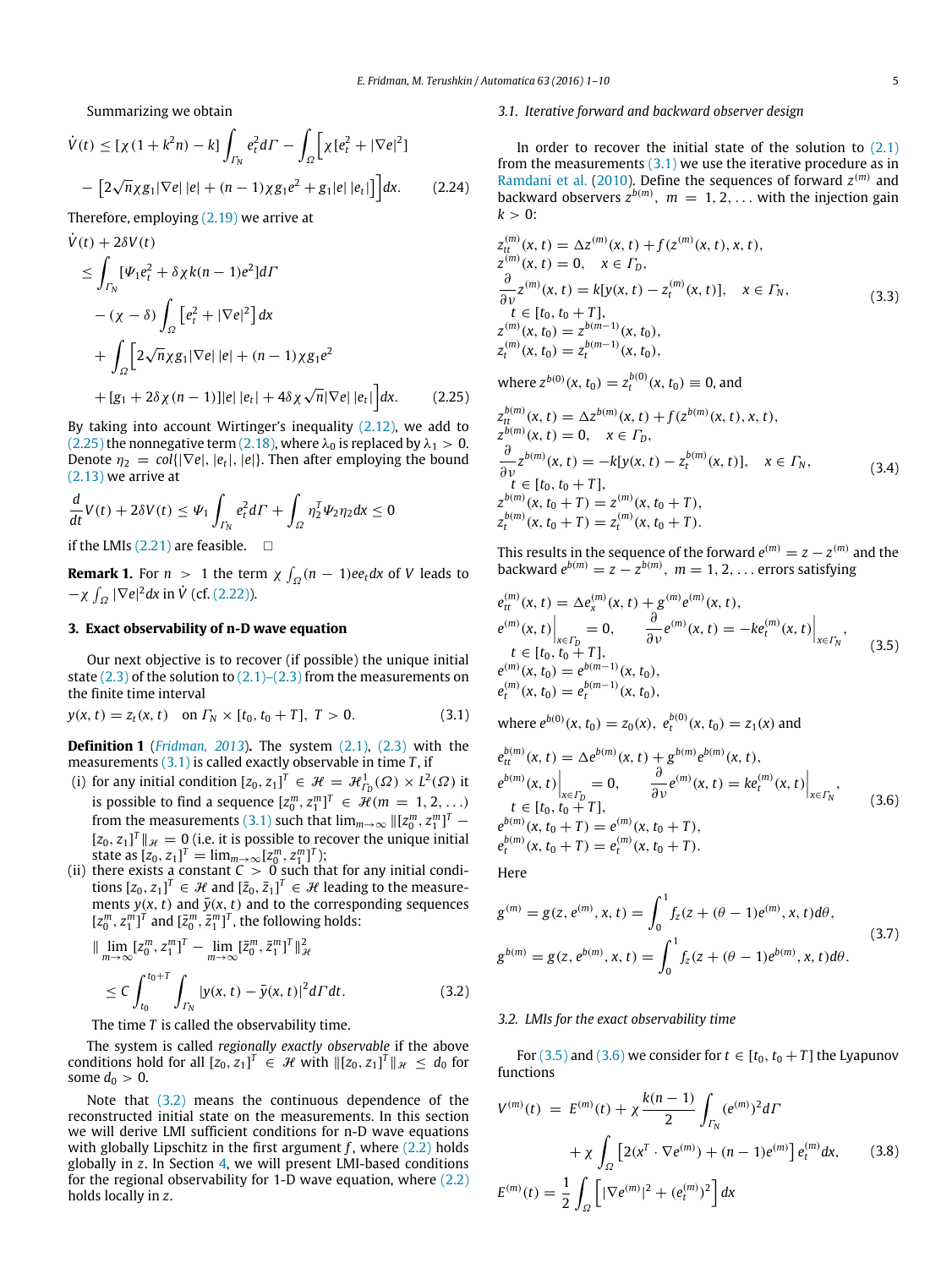Summarizing we obtain

$$\dot{V}(t) \le [\chi(1+k^2 n) - k] \int_{\Gamma_N} e_t^2 d\Gamma - \int_\Omega \Big[ \chi[e_t^2 + |\nabla e|^2] - \big[2\sqrt{n}\chi g_1 |\nabla e|\,|e| + (n-1)\chi g_1 e^2 + g_1 |e|\,|e_t|\big]\Big] dx. \tag{2.24}$$

Therefore, employing (2.19) we arrive at

$$\begin{aligned}
&\dot{V}(t) + 2\delta V(t) \\
&\le \int_{\Gamma_N} [\Psi_1 e_t^2 + \delta\chi k(n-1)e^2] d\Gamma \\
&\quad - (\chi - \delta)\int_\Omega \left[e_t^2 + |\nabla e|^2\right] dx \\
&\quad + \int_\Omega \Big[2\sqrt{n}\chi g_1 |\nabla e|\,|e| + (n-1)\chi g_1 e^2 \\
&\quad + [g_1 + 2\delta\chi(n-1)]|e|\,|e_t| + 4\delta\chi\sqrt{n}|\nabla e|\,|e_t|\Big] dx.
\end{aligned} \tag{2.25}$$

By taking into account Wirtinger's inequality (2.12), we add to (2.25) the nonnegative term (2.18), where $\lambda_0$ is replaced by $\lambda_1 > 0$. Denote $\eta_2 = col\{|\nabla e|, |e_t|, |e|\}$. Then after employing the bound (2.13) we arrive at

$$\frac{d}{dt}V(t) + 2\delta V(t) \le \Psi_1 \int_{\Gamma_N} e_t^2 d\Gamma + \int_\Omega \eta_2^T \Psi_2 \eta_2 dx \le 0$$

if the LMIs (2.21) are feasible. □

**Remark 1.** For $n > 1$ the term $\chi\int_\Omega (n-1)ee_t dx$ of $V$ leads to $-\chi\int_\Omega |\nabla e|^2 dx$ in $\dot{V}$ (cf. (2.22)).

## 3. Exact observability of n-D wave equation

Our next objective is to recover (if possible) the unique initial state (2.3) of the solution to (2.1)–(2.3) from the measurements on the finite time interval

$$y(x,t) = z_t(x,t) \quad \text{on } \Gamma_N \times [t_0, t_0+T],\ T > 0. \tag{3.1}$$

**Definition 1** (*Fridman, 2013*). The system (2.1), (2.3) with the measurements (3.1) is called exactly observable in time $T$, if

(i) for any initial condition $[z_0, z_1]^T \in \mathcal{H} = \mathcal{H}^1_{\Gamma_D}(\Omega) \times L^2(\Omega)$ it is possible to find a sequence $[z_0^m, z_1^m]^T \in \mathcal{H}(m = 1, 2, \ldots)$ from the measurements (3.1) such that $\lim_{m\to\infty} \|[z_0^m, z_1^m]^T - [z_0, z_1]^T\|_{\mathcal{H}} = 0$ (i.e. it is possible to recover the unique initial state as $[z_0, z_1]^T = \lim_{m\to\infty}[z_0^m, z_1^m]^T$);

(ii) there exists a constant $C > 0$ such that for any initial conditions $[z_0, z_1]^T \in \mathcal{H}$ and $[\bar{z}_0, \bar{z}_1]^T \in \mathcal{H}$ leading to the measurements $y(x,t)$ and $\bar{y}(x,t)$ and to the corresponding sequences $[z_0^m, z_1^m]^T$ and $[\bar{z}_0^m, \bar{z}_1^m]^T$, the following holds:

$$\|\lim_{m\to\infty}[z_0^m, z_1^m]^T - \lim_{m\to\infty}[\bar{z}_0^m, \bar{z}_1^m]^T\|^2_{\mathcal{H}} \le C\int_{t_0}^{t_0+T}\int_{\Gamma_N} |y(x,t) - \bar{y}(x,t)|^2 d\Gamma dt. \tag{3.2}$$

The time $T$ is called the observability time.

The system is called *regionally exactly observable* if the above conditions hold for all $[z_0, z_1]^T \in \mathcal{H}$ with $\|[z_0, z_1]^T\|_{\mathcal{H}} \le d_0$ for some $d_0 > 0$.

Note that (3.2) means the continuous dependence of the reconstructed initial state on the measurements. In this section we will derive LMI sufficient conditions for n-D wave equations with globally Lipschitz in the first argument $f$, where (2.2) holds globally in $z$. In Section 4, we will present LMI-based conditions for the regional observability for 1-D wave equation, where (2.2) holds locally in $z$.

### 3.1. Iterative forward and backward observer design

In order to recover the initial state of the solution to (2.1) from the measurements (3.1) we use the iterative procedure as in Ramdani et al. (2010). Define the sequences of forward $z^{(m)}$ and backward observers $z^{b(m)}$, $m = 1, 2, \ldots$ with the injection gain $k > 0$:

$$\begin{aligned}
&z_{tt}^{(m)}(x,t) = \Delta z^{(m)}(x,t) + f(z^{(m)}(x,t), x, t), \\
&z^{(m)}(x,t) = 0, \quad x \in \Gamma_D, \\
&\frac{\partial}{\partial\nu} z^{(m)}(x,t) = k[y(x,t) - z_t^{(m)}(x,t)], \quad x \in \Gamma_N, \\
&\quad t \in [t_0, t_0+T], \\
&z^{(m)}(x,t_0) = z^{b(m-1)}(x,t_0), \\
&z_t^{(m)}(x,t_0) = z_t^{b(m-1)}(x,t_0),
\end{aligned} \tag{3.3}$$

where $z^{b(0)}(x,t_0) = z_t^{b(0)}(x,t_0) \equiv 0$, and

$$\begin{aligned}
&z_{tt}^{b(m)}(x,t) = \Delta z^{b(m)}(x,t) + f(z^{b(m)}(x,t), x, t), \\
&z^{b(m)}(x,t) = 0, \quad x \in \Gamma_D, \\
&\frac{\partial}{\partial\nu} z^{b(m)}(x,t) = -k[y(x,t) - z_t^{b(m)}(x,t)], \quad x \in \Gamma_N, \\
&\quad t \in [t_0, t_0+T], \\
&z^{b(m)}(x,t_0+T) = z^{(m)}(x,t_0+T), \\
&z_t^{b(m)}(x,t_0+T) = z_t^{(m)}(x,t_0+T).
\end{aligned} \tag{3.4}$$

This results in the sequence of the forward $e^{(m)} = z - z^{(m)}$ and the backward $e^{b(m)} = z - z^{b(m)}$, $m = 1, 2, \ldots$ errors satisfying

$$\begin{aligned}
&e_{tt}^{(m)}(x,t) = \Delta e_x^{(m)}(x,t) + g^{(m)} e^{(m)}(x,t), \\
&e^{(m)}(x,t)\Big|_{x\in\Gamma_D} = 0, \qquad \frac{\partial}{\partial\nu} e^{(m)}(x,t) = -k e_t^{(m)}(x,t)\Big|_{x\in\Gamma_N}, \\
&\quad t \in [t_0, t_0+T], \\
&e^{(m)}(x,t_0) = e^{b(m-1)}(x,t_0), \\
&e_t^{(m)}(x,t_0) = e_t^{b(m-1)}(x,t_0),
\end{aligned} \tag{3.5}$$

where $e^{b(0)}(x,t_0) = z_0(x)$, $e_t^{b(0)}(x,t_0) = z_1(x)$ and

$$\begin{aligned}
&e_{tt}^{b(m)}(x,t) = \Delta e^{b(m)}(x,t) + g^{b(m)} e^{b(m)}(x,t), \\
&e^{b(m)}(x,t)\Big|_{x\in\Gamma_D} = 0, \qquad \frac{\partial}{\partial\nu} e^{(m)}(x,t) = k e_t^{(m)}(x,t)\Big|_{x\in\Gamma_N}, \\
&\quad t \in [t_0, t_0+T], \\
&e^{b(m)}(x,t_0+T) = e^{(m)}(x,t_0+T), \\
&e_t^{b(m)}(x,t_0+T) = e_t^{(m)}(x,t_0+T).
\end{aligned} \tag{3.6}$$

Here

$$\begin{aligned}
&g^{(m)} = g(z, e^{(m)}, x, t) = \int_0^1 f_z(z + (\theta-1)e^{(m)}, x, t) d\theta, \\
&g^{b(m)} = g(z, e^{b(m)}, x, t) = \int_0^1 f_z(z + (\theta-1)e^{b(m)}, x, t) d\theta.
\end{aligned} \tag{3.7}$$

### 3.2. LMIs for the exact observability time

For (3.5) and (3.6) we consider for $t \in [t_0, t_0+T]$ the Lyapunov functions

$$\begin{aligned}
V^{(m)}(t) &= E^{(m)}(t) + \chi\frac{k(n-1)}{2}\int_{\Gamma_N} (e^{(m)})^2 d\Gamma \\
&\quad + \chi\int_\Omega \left[2(x^T \cdot \nabla e^{(m)}) + (n-1)e^{(m)}\right] e_t^{(m)} dx,
\end{aligned} \tag{3.8}$$

$$E^{(m)}(t) = \frac{1}{2}\int_\Omega \left[|\nabla e^{(m)}|^2 + (e_t^{(m)})^2\right] dx$$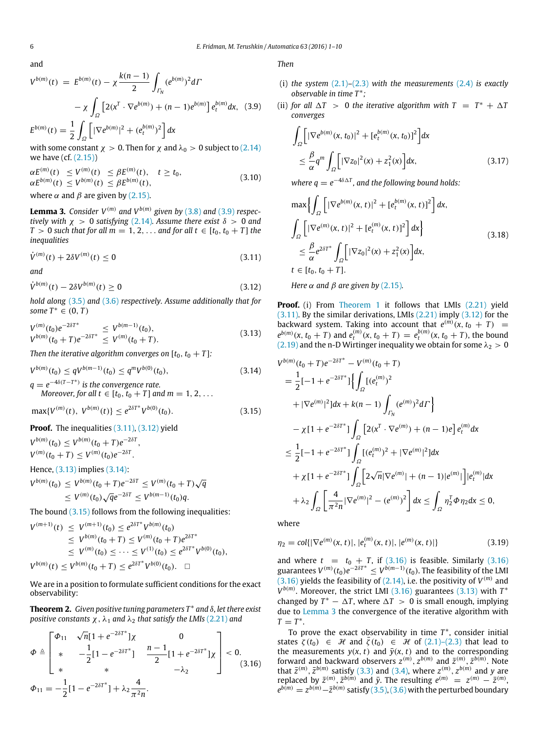and

$$V^{b(m)}(t) = E^{b(m)}(t) - \chi \frac{k(n-1)}{2} \int_{\Gamma_N} (e^{b(m)})^2 d\Gamma - \chi \int_{\Omega} \left[ 2(x^T \cdot \nabla e^{b(m)}) + (n-1)e^{b(m)} \right] e_t^{b(m)} dx, \quad (3.9)$$

$$E^{b(m)}(t) = \frac{1}{2} \int_{\Omega} \left[ |\nabla e^{b(m)}|^2 + (e_t^{b(m)})^2 \right] dx$$

with some constant $\chi > 0$. Then for $\chi$ and $\lambda_0 > 0$ subject to (2.14) we have (cf. (2.15))

$$\begin{aligned} \alpha E^{(m)}(t) &\le V^{(m)}(t) \le \beta E^{(m)}(t), \quad t \ge t_0, \\ \alpha E^{b(m)}(t) &\le V^{b(m)}(t) \le \beta E^{b(m)}(t), \end{aligned} \quad (3.10)$$

where $\alpha$ and $\beta$ are given by (2.15).

**Lemma 3.** *Consider $V^{(m)}$ and $V^{b(m)}$ given by (3.8) and (3.9) respectively with $\chi > 0$ satisfying (2.14). Assume there exist $\delta > 0$ and $T > 0$ such that for all $m = 1, 2, \dots$ and for all $t \in [t_0, t_0 + T]$ the inequalities*

$$\dot{V}^{(m)}(t) + 2\delta V^{(m)}(t) \le 0 \quad (3.11)$$

*and*

$$\dot{V}^{b(m)}(t) - 2\delta V^{b(m)}(t) \ge 0 \quad (3.12)$$

*hold along (3.5) and (3.6) respectively. Assume additionally that for some $T^* \in (0, T)$*

$$\begin{aligned} V^{(m)}(t_0) e^{-2\delta T^*} &\le V^{b(m-1)}(t_0), \\ V^{b(m)}(t_0 + T) e^{-2\delta T^*} &\le V^{(m)}(t_0 + T). \end{aligned} \quad (3.13)$$

*Then the iterative algorithm converges on $[t_0, t_0 + T]$:*

$$V^{b(m)}(t_0) \le q V^{b(m-1)}(t_0) \le q^m V^{b(0)}(t_0), \quad (3.14)$$

*$q = e^{-4\delta(T - T^*)}$ is the convergence rate.*
*Moreover, for all $t \in [t_0, t_0 + T]$ and $m = 1, 2, \dots$*

$$\max\{V^{(m)}(t),\ V^{b(m)}(t)\} \le e^{2\delta T^*} V^{b(0)}(t_0). \quad (3.15)$$

**Proof.** The inequalities (3.11), (3.12) yield

$$\begin{aligned} V^{b(m)}(t_0) &\le V^{b(m)}(t_0 + T) e^{-2\delta T}, \\ V^{(m)}(t_0 + T) &\le V^{(m)}(t_0) e^{-2\delta T}. \end{aligned}$$

Hence, (3.13) implies (3.14):

$$\begin{aligned} V^{b(m)}(t_0) &\le V^{b(m)}(t_0 + T) e^{-2\delta T} \le V^{(m)}(t_0 + T)\sqrt{q} \\ &\le V^{(m)}(t_0)\sqrt{q} e^{-2\delta T} \le V^{b(m-1)}(t_0) q. \end{aligned}$$

The bound (3.15) follows from the following inequalities:

$$\begin{aligned} V^{(m+1)}(t) &\le V^{(m+1)}(t_0) \le e^{2\delta T^*} V^{b(m)}(t_0) \\ &\le V^{b(m)}(t_0 + T) \le V^{(m)}(t_0 + T) e^{2\delta T^*} \\ &\le V^{(m)}(t_0) \le \dots \le V^{(1)}(t_0) \le e^{2\delta T^*} V^{b(0)}(t_0), \end{aligned}$$

$$V^{b(m)}(t) \le V^{b(m)}(t_0 + T) \le e^{2\delta T^*} V^{b(0)}(t_0). \quad \square$$

We are in a position to formulate sufficient conditions for the exact observability:

**Theorem 2.** *Given positive tuning parameters $T^*$ and $\delta$, let there exist positive constants $\chi$, $\lambda_1$ and $\lambda_2$ that satisfy the LMIs (2.21) and*

$$\Phi \triangleq \begin{bmatrix} \Phi_{11} & \sqrt{n}[1 + e^{-2\delta T^*}]\chi & 0 \\ * & -\frac{1}{2}[1 - e^{-2\delta T^*}] & \frac{n-1}{2}[1 + e^{-2\delta T^*}]\chi \\ * & * & -\lambda_2 \end{bmatrix} < 0, \quad (3.16)$$

$$\Phi_{11} = -\frac{1}{2}[1 - e^{-2\delta T^*}] + \lambda_2 \frac{4}{\pi^2 n}.$$

*Then*

(i) *the system (2.1)–(2.3) with the measurements (2.4) is exactly observable in time $T^*$;*

(ii) *for all $\Delta T > 0$ the iterative algorithm with $T = T^* + \Delta T$ converges*

$$\int_{\Omega} \left[ |\nabla e^{b(m)}(x, t_0)|^2 + [e_t^{b(m)}(x, t_0)]^2 \right] dx \le \frac{\beta}{\alpha} q^m \int_{\Omega} \left[ |\nabla z_0|^2(x) + z_1^2(x) \right] dx, \quad (3.17)$$

*where $q = e^{-4\delta \Delta T}$, and the following bound holds:*

$$\begin{aligned} \max\Bigg\{ &\int_{\Omega} \left[ |\nabla e^{b(m)}(x, t)|^2 + [e_t^{b(m)}(x, t)]^2 \right] dx, \\ &\int_{\Omega} \left[ |\nabla e^{(m)}(x, t)|^2 + [e_t^{(m)}(x, t)]^2 \right] dx \Bigg\} \\ &\le \frac{\beta}{\alpha} e^{2\delta T^*} \int_{\Omega} \left[ |\nabla z_0|^2(x) + z_1^2(x) \right] dx, \\ &t \in [t_0, t_0 + T]. \end{aligned} \quad (3.18)$$

*Here $\alpha$ and $\beta$ are given by (2.15).*

**Proof.** (i) From Theorem 1 it follows that LMIs (2.21) yield (3.11). By the similar derivations, LMIs (2.21) imply (3.12) for the backward system. Taking into account that $e^{(m)}(x, t_0 + T) = e^{b(m)}(x, t_0 + T)$ and $e_t^{(m)}(x, t_0 + T) = e_t^{b(m)}(x, t_0 + T)$, the bound (2.19) and the n-D Wirtinger inequality we obtain for some $\lambda_2 > 0$

$$\begin{aligned} &V^{b(m)}(t_0 + T) e^{-2\delta T^*} - V^{(m)}(t_0 + T) \\ &= \frac{1}{2}[-1 + e^{-2\delta T^*}] \Big\{ \int_{\Omega} [(e_t^{(m)})^2 \\ &\quad + |\nabla e^{(m)}|^2] dx + k(n-1) \int_{\Gamma_N} (e^{(m)})^2 d\Gamma \Big\} \\ &\quad - \chi[1 + e^{-2\delta T^*}] \int_{\Omega} \left[ 2(x^T \cdot \nabla e^{(m)}) + (n-1)e \right] e_t^{(m)} dx \\ &\le \frac{1}{2}[-1 + e^{-2\delta T^*}] \int_{\Omega} [(e_t^{(m)})^2 + |\nabla e^{(m)}|^2] dx \\ &\quad + \chi[1 + e^{-2\delta T^*}] \int_{\Omega} \left[ 2\sqrt{n}|\nabla e^{(m)}| + (n-1)|e^{(m)}| \right] |e_t^{(m)}| dx \\ &\quad + \lambda_2 \int_{\Omega} \left[ \frac{4}{\pi^2 n} |\nabla e^{(m)}|^2 - (e^{(m)})^2 \right] dx \le \int_{\Omega} \eta_2^T \Phi \eta_2 dx \le 0, \end{aligned}$$

where

$$\eta_2 = col\{ |\nabla e^{(m)}(x, t)|, |e_t^{(m)}(x, t)|, |e^{(m)}(x, t)| \} \quad (3.19)$$

and where $t = t_0 + T$, if (3.16) is feasible. Similarly (3.16) guarantees $V^{(m)}(t_0) e^{-2\delta T^*} \le V^{b(m-1)}(t_0)$. The feasibility of the LMI (3.16) yields the feasibility of (2.14), i.e. the positivity of $V^{(m)}$ and $V^{b(m)}$. Moreover, the strict LMI (3.16) guarantees (3.13) with $T^*$ changed by $T^* - \Delta T$, where $\Delta T > 0$ is small enough, implying due to Lemma 3 the convergence of the iterative algorithm with $T = T^*$.

To prove the exact observability in time $T^*$, consider initial states $\zeta(t_0) \in \mathcal{H}$ and $\bar{\zeta}(t_0) \in \mathcal{H}$ of (2.1)–(2.3) that lead to the measurements $y(x, t)$ and $\bar{y}(x, t)$ and to the corresponding forward and backward observers $z^{(m)}, z^{b(m)}$ and $\bar{z}^{(m)}, \bar{z}^{b(m)}$. Note that $\bar{z}^{(m)}, \bar{z}^{b(m)}$ satisfy (3.3) and (3.4), where $z^{(m)}, z^{b(m)}$ and $y$ are replaced by $\bar{z}^{(m)}, \bar{z}^{b(m)}$ and $\bar{y}$. The resulting $e^{(m)} = z^{(m)} - \bar{z}^{(m)}$, $e^{b(m)} = z^{b(m)} - \bar{z}^{b(m)}$ satisfy (3.5), (3.6) with the perturbed boundary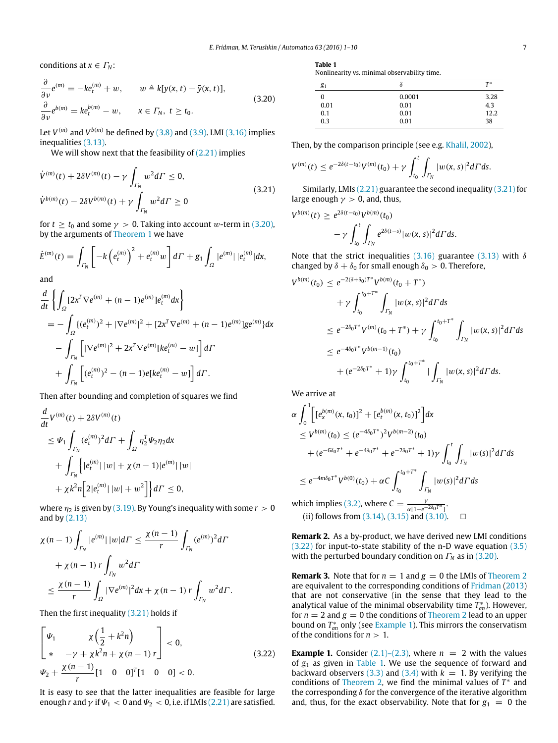conditions at $x \in \Gamma_N$:

$$\frac{\partial}{\partial \nu} e^{(m)} = -k e_t^{(m)} + w, \qquad w \triangleq k[y(x,t) - \bar{y}(x,t)],$$
$$\frac{\partial}{\partial \nu} e^{b(m)} = k e_t^{b(m)} - w, \qquad x \in \Gamma_N,\ t \geq t_0. \tag{3.20}$$

Let $V^{(m)}$ and $V^{b(m)}$ be defined by (3.8) and (3.9). LMI (3.16) implies inequalities (3.13).

We will show next that the feasibility of (2.21) implies

$$\dot{V}^{(m)}(t) + 2\delta V^{(m)}(t) - \gamma \int_{\Gamma_N} w^2 d\Gamma \leq 0,$$
$$\dot{V}^{b(m)}(t) - 2\delta V^{b(m)}(t) + \gamma \int_{\Gamma_N} w^2 d\Gamma \geq 0 \tag{3.21}$$

for $t \geq t_0$ and some $\gamma > 0$. Taking into account $w$-term in (3.20), by the arguments of Theorem 1 we have

$$\dot{E}^{(m)}(t) = \int_{\Gamma_N} \left[ -k\left(e_t^{(m)}\right)^2 + e_t^{(m)} w \right] d\Gamma + g_1 \int_\Omega |e^{(m)}|\,|e_t^{(m)}| dx,$$

and

$$\begin{aligned}
&\frac{d}{dt}\left\{ \int_\Omega [2x^T \nabla e^{(m)} + (n-1)e^{(m)}] e_t^{(m)} dx \right\} \\
&= -\int_\Omega \{(e_t^{(m)})^2 + |\nabla e^{(m)}|^2 + [2x^T\nabla e^{(m)} + (n-1)e^{(m)}] g e^{(m)}\} dx \\
&\quad - \int_{\Gamma_N} \left[ |\nabla e^{(m)}|^2 + 2x^T \nabla e^{(m)} [k e_t^{(m)} - w] \right] d\Gamma \\
&\quad + \int_{\Gamma_N} \left[ (e_t^{(m)})^2 - (n-1)e[k e_t^{(m)} - w] \right] d\Gamma.
\end{aligned}$$

Then after bounding and completion of squares we find

$$\begin{aligned}
&\frac{d}{dt} V^{(m)}(t) + 2\delta V^{(m)}(t) \\
&\leq \Psi_1 \int_{\Gamma_N} (e_t^{(m)})^2 d\Gamma + \int_\Omega \eta_2^T \Psi_2 \eta_2 dx \\
&\quad + \int_{\Gamma_N} \Big\{ |e_t^{(m)}|\,|w| + \chi(n-1)|e^{(m)}|\,|w| \\
&\quad + \chi k^2 n \Big[ 2|e_t^{(m)}|\,|w| + w^2 \Big] \Big\} d\Gamma \leq 0,
\end{aligned}$$

where $\eta_2$ is given by (3.19). By Young's inequality with some $r > 0$ and by (2.13)

$$\begin{aligned}
\chi(n-1)\int_{\Gamma_N} |e^{(m)}|\,|w| d\Gamma &\leq \frac{\chi(n-1)}{r} \int_{\Gamma_N} (e^{(m)})^2 d\Gamma \\
&\quad + \chi(n-1)\, r \int_{\Gamma_N} w^2 d\Gamma \\
&\leq \frac{\chi(n-1)}{r} \int_\Omega |\nabla e^{(m)}|^2 dx + \chi(n-1)\, r \int_{\Gamma_N} w^2 d\Gamma.
\end{aligned}$$

Then the first inequality (3.21) holds if

$$\begin{bmatrix} \Psi_1 & \chi\left(\frac{1}{2} + k^2 n\right) \\ * & -\gamma + \chi k^2 n + \chi(n-1)\, r \end{bmatrix} < 0,$$
$$\Psi_2 + \frac{\chi(n-1)}{r}[1 \quad 0 \quad 0]^T [1 \quad 0 \quad 0] < 0. \tag{3.22}$$

It is easy to see that the latter inequalities are feasible for large enough $r$ and $\gamma$ if $\Psi_1 < 0$ and $\Psi_2 < 0$, i.e. if LMIs (2.21) are satisfied.

**Table 1**
Nonlinearity vs. minimal observability time.

| $g_1$ | $\delta$ | $T^*$ |
|---|---|---|
| 0 | 0.0001 | 3.28 |
| 0.01 | 0.01 | 4.3 |
| 0.1 | 0.01 | 12.2 |
| 0.3 | 0.01 | 38 |

Then, by the comparison principle (see e.g. Khalil, 2002),

$$V^{(m)}(t) \leq e^{-2\delta(t-t_0)} V^{(m)}(t_0) + \gamma \int_{t_0}^t \int_{\Gamma_N} |w(x,s)|^2 d\Gamma ds.$$

Similarly, LMIs (2.21) guarantee the second inequality (3.21) for large enough $\gamma > 0$, and, thus,

$$\begin{aligned}
V^{b(m)}(t) &\geq e^{2\delta(t-t_0)} V^{b(m)}(t_0) \\
&\quad - \gamma \int_{t_0}^t \int_{\Gamma_N} e^{2\delta(t-s)} |w(x,s)|^2 d\Gamma ds.
\end{aligned}$$

Note that the strict inequalities (3.16) guarantee (3.13) with $\delta$ changed by $\delta + \delta_0$ for small enough $\delta_0 > 0$. Therefore,

$$\begin{aligned}
V^{b(m)}(t_0) &\leq e^{-2(\delta+\delta_0)T^*} V^{b(m)}(t_0 + T^*) \\
&\quad + \gamma \int_{t_0}^{t_0+T^*} \int_{\Gamma_N} |w(x,s)|^2 d\Gamma ds \\
&\leq e^{-2\delta_0 T^*} V^{(m)}(t_0 + T^*) + \gamma \int_{t_0}^{t_0+T^*} \int_{\Gamma_N} |w(x,s)|^2 d\Gamma ds \\
&\leq e^{-4\delta_0 T^*} V^{b(m-1)}(t_0) \\
&\quad + (e^{-2\delta_0 T^*} + 1)\gamma \int_{t_0}^{t_0+T^*} \left| \int_{\Gamma_N} |w(x,s)|^2 d\Gamma ds. \right.
\end{aligned}$$

We arrive at

$$\begin{aligned}
&\alpha \int_0^1 \left[ [e_x^{b(m)}(x,t_0)]^2 + [e_t^{b(m)}(x,t_0)]^2 \right] dx \\
&\leq V^{b(m)}(t_0) \leq (e^{-4\delta_0 T^*})^2 V^{b(m-2)}(t_0) \\
&\quad + (e^{-6\delta_0 T^*} + e^{-4\delta_0 T^*} + e^{-2\delta_0 T^*} + 1)\gamma \int_{t_0}^t \int_{\Gamma_N} |w(s)|^2 d\Gamma ds \\
&\leq e^{-4m\delta_0 T^*} V^{b(0)}(t_0) + \alpha C \int_{t_0}^{t_0+T^*} \int_{\Gamma_N} |w(s)|^2 d\Gamma ds
\end{aligned}$$

which implies (3.2), where $C = \frac{\gamma}{\alpha[1 - e^{-2\delta_0 T^*}]}$.

(ii) follows from (3.14), (3.15) and (3.10). □

**Remark 2.** As a by-product, we have derived new LMI conditions (3.22) for input-to-state stability of the n-D wave equation (3.5) with the perturbed boundary condition on $\Gamma_N$ as in (3.20).

**Remark 3.** Note that for $n = 1$ and $g = 0$ the LMIs of Theorem 2 are equivalent to the corresponding conditions of Fridman (2013) that are not conservative (in the sense that they lead to the analytical value of the minimal observability time $T^*_{an}$). However, for $n = 2$ and $g = 0$ the conditions of Theorem 2 lead to an upper bound on $T^*_{an}$ only (see Example 1). This mirrors the conservatism of the conditions for $n > 1$.

**Example 1.** Consider (2.1)–(2.3), where $n = 2$ with the values of $g_1$ as given in Table 1. We use the sequence of forward and backward observers (3.3) and (3.4) with $k = 1$. By verifying the conditions of Theorem 2, we find the minimal values of $T^*$ and the corresponding $\delta$ for the convergence of the iterative algorithm and, thus, for the exact observability. Note that for $g_1 = 0$ the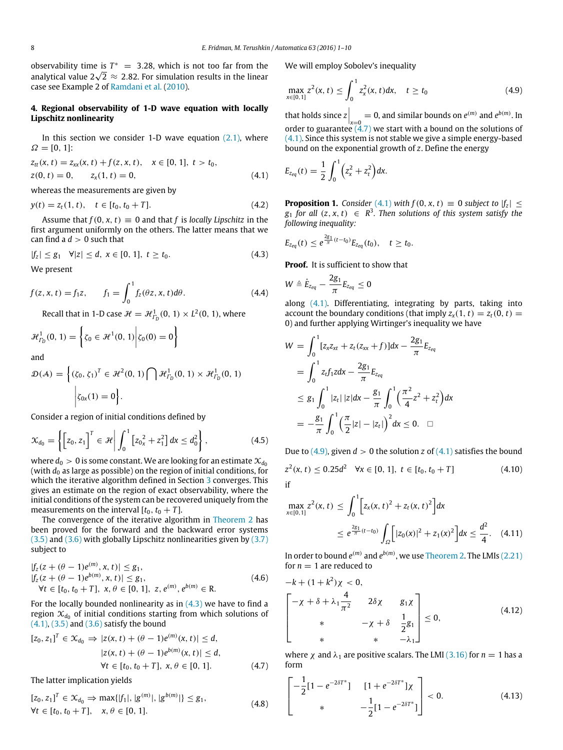observability time is $T^* = 3.28$, which is not too far from the analytical value $2\sqrt{2} \approx 2.82$. For simulation results in the linear case see Example 2 of Ramdani et al. (2010).

## 4. Regional observability of 1-D wave equation with locally Lipschitz nonlinearity

In this section we consider 1-D wave equation (2.1), where $\Omega = [0, 1]$:

$$
\begin{aligned}
&z_{tt}(x,t) = z_{xx}(x,t) + f(z,x,t), \quad x \in [0,1],\ t > t_0, \\
&z(0,t) = 0, \qquad z_x(1,t) = 0,
\end{aligned}
\tag{4.1}
$$

whereas the measurements are given by

$$
y(t) = z_t(1,t), \quad t \in [t_0, t_0 + T]. \tag{4.2}
$$

Assume that $f(0, x, t) \equiv 0$ and that $f$ is *locally Lipschitz* in the first argument uniformly on the others. The latter means that we can find a $d > 0$ such that

$$
|f_z| \le g_1 \quad \forall |z| \le d,\ x \in [0,1],\ t \ge t_0. \tag{4.3}
$$

We present

$$
f(z,x,t) = f_1 z, \qquad f_1 = \int_0^1 f_z(\theta z, x, t) d\theta. \tag{4.4}
$$

Recall that in 1-D case $\mathcal{H} = \mathcal{H}^1_{\Gamma_D}(0,1) \times L^2(0,1)$, where

$$
\mathcal{H}^1_{\Gamma_D}(0,1) = \left\{ \zeta_0 \in \mathcal{H}^1(0,1) \middle| \zeta_0(0) = 0 \right\}
$$

and

$$
\mathcal{D}(\mathcal{A}) = \left\{ (\zeta_0, \zeta_1)^T \in \mathcal{H}^2(0,1) \bigcap \mathcal{H}^1_{\Gamma_D}(0,1) \times \mathcal{H}^1_{\Gamma_D}(0,1) \middle| \zeta_{0x}(1) = 0 \right\}.
$$

Consider a region of initial conditions defined by

$$
\mathcal{X}_{d_0} = \left\{ \left[z_0, z_1\right]^T \in \mathcal{H} \middle| \int_0^1 \left[z_{0x}^2 + z_1^2\right] dx \le d_0^2 \right\}, \tag{4.5}
$$

where $d_0 > 0$ is some constant. We are looking for an estimate $\mathcal{X}_{d_0}$ (with $d_0$ as large as possible) on the region of initial conditions, for which the iterative algorithm defined in Section 3 converges. This gives an estimate on the region of exact observability, where the initial conditions of the system can be recovered uniquely from the measurements on the interval $[t_0, t_0 + T]$.

The convergence of the iterative algorithm in Theorem 2 has been proved for the forward and the backward error systems (3.5) and (3.6) with globally Lipschitz nonlinearities given by (3.7) subject to

$$
\begin{aligned}
&|f_z(z + (\theta - 1)e^{(m)}, x, t)| \le g_1, \\
&|f_z(z + (\theta - 1)e^{b(m)}, x, t)| \le g_1, \\
&\forall t \in [t_0, t_0 + T],\ x, \theta \in [0,1],\ z, e^{(m)}, e^{b(m)} \in \mathbb{R}.
\end{aligned}
\tag{4.6}
$$

For the locally bounded nonlinearity as in (4.3) we have to find a region $\mathcal{X}_{d_0}$ of initial conditions starting from which solutions of (4.1), (3.5) and (3.6) satisfy the bound

$$
\begin{aligned}
[z_0, z_1]^T \in \mathcal{X}_{d_0} \Rightarrow\ &|z(x,t) + (\theta - 1)e^{(m)}(x,t)| \le d, \\
&|z(x,t) + (\theta - 1)e^{b(m)}(x,t)| \le d, \\
&\forall t \in [t_0, t_0 + T],\ x, \theta \in [0,1].
\end{aligned}
\tag{4.7}
$$

The latter implication yields

$$
\begin{aligned}
&[z_0, z_1]^T \in \mathcal{X}_{d_0} \Rightarrow \max\{|f_1|, |g^{(m)}|, |g^{b(m)}|\} \le g_1, \\
&\forall t \in [t_0, t_0 + T], \quad x, \theta \in [0,1].
\end{aligned}
\tag{4.8}
$$

We will employ Sobolev's inequality

$$
\max_{x \in [0,1]} z^2(x,t) \le \int_0^1 z_x^2(x,t) dx, \quad t \ge t_0 \tag{4.9}
$$

that holds since $z\big|_{x=0} = 0$, and similar bounds on $e^{(m)}$ and $e^{b(m)}$. In order to guarantee (4.7) we start with a bound on the solutions of (4.1). Since this system is not stable we give a simple energy-based bound on the exponential growth of $z$. Define the energy

$$
E_{z_{eq}}(t) = \frac{1}{2} \int_0^1 \left(z_x^2 + z_t^2\right) dx.
$$

**Proposition 1.** *Consider (4.1) with $f(0,x,t) \equiv 0$ subject to $|f_z| \le g_1$ for all $(z,x,t) \in R^3$. Then solutions of this system satisfy the following inequality:*

$$
E_{z_{eq}}(t) \le e^{\frac{2g_1}{\pi}(t - t_0)} E_{z_{eq}}(t_0), \quad t \ge t_0.
$$

**Proof.** It is sufficient to show that

$$
W \triangleq \dot{E}_{z_{eq}} - \frac{2g_1}{\pi} E_{z_{eq}} \le 0
$$

along (4.1). Differentiating, integrating by parts, taking into account the boundary conditions (that imply $z_x(1,t) = z_t(0,t) = 0$) and further applying Wirtinger's inequality we have

$$
\begin{aligned}
W &= \int_0^1 [z_x z_{xt} + z_t(z_{xx} + f)] dx - \frac{2g_1}{\pi} E_{z_{eq}} \\
&= \int_0^1 z_t f_1 z dx - \frac{2g_1}{\pi} E_{z_{eq}} \\
&\le g_1 \int_0^1 |z_t|\,|z| dx - \frac{g_1}{\pi} \int_0^1 \left(\frac{\pi^2}{4} z^2 + z_t^2\right) dx \\
&= -\frac{g_1}{\pi} \int_0^1 \left(\frac{\pi}{2}|z| - |z_t|\right)^2 dx \le 0. \quad \square
\end{aligned}
$$

Due to (4.9), given $d > 0$ the solution $z$ of (4.1) satisfies the bound

$$
z^2(x,t) \le 0.25 d^2 \quad \forall x \in [0,1],\ t \in [t_0, t_0 + T] \tag{4.10}
$$

if

$$
\begin{aligned}
\max_{x \in [0,1]} z^2(x,t) &\le \int_0^1 \left[z_x(x,t)^2 + z_t(x,t)^2\right] dx \\
&\le e^{\frac{2g_1}{\pi}(t - t_0)} \int_\Omega \left[|z_0(x)|^2 + z_1(x)^2\right] dx \le \frac{d^2}{4}.
\end{aligned}
\tag{4.11}
$$

In order to bound $e^{(m)}$ and $e^{b(m)}$, we use Theorem 2. The LMIs (2.21) for $n = 1$ are reduced to

$$
\begin{aligned}
&-k + (1 + k^2)\chi < 0, \\
&\begin{bmatrix} -\chi + \delta + \lambda_1 \frac{4}{\pi^2} & 2\delta\chi & g_1 \chi \\ * & -\chi + \delta & \frac{1}{2} g_1 \\ * & * & -\lambda_1 \end{bmatrix} \le 0,
\end{aligned}
\tag{4.12}
$$

where $\chi$ and $\lambda_1$ are positive scalars. The LMI (3.16) for $n = 1$ has a form

$$
\begin{bmatrix} -\frac{1}{2}[1 - e^{-2\delta T^*}] & [1 + e^{-2\delta T^*}]\chi \\ * & -\frac{1}{2}[1 - e^{-2\delta T^*}] \end{bmatrix} < 0. \tag{4.13}
$$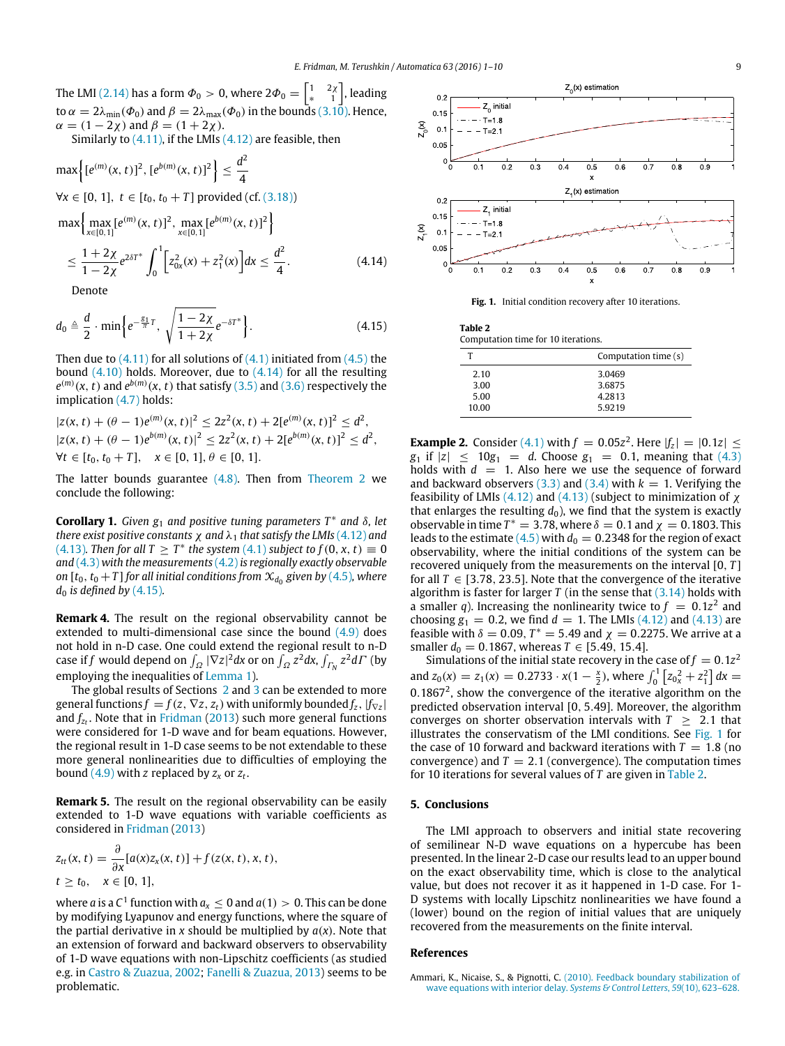The LMI (2.14) has a form $\Phi_0 > 0$, where $2\Phi_0 = \begin{bmatrix} 1 & 2\chi \\ * & 1 \end{bmatrix}$, leading to $\alpha = 2\lambda_{\min}(\Phi_0)$ and $\beta = 2\lambda_{\max}(\Phi_0)$ in the bounds (3.10). Hence, $\alpha = (1 - 2\chi)$ and $\beta = (1 + 2\chi)$.

Similarly to (4.11), if the LMIs (4.12) are feasible, then

$$\max\left\{[e^{(m)}(x,t)]^2, [e^{b(m)}(x,t)]^2\right\} \le \frac{d^2}{4}$$

$\forall x \in [0, 1],\ t \in [t_0, t_0 + T]$ provided (cf. (3.18))

$$\max\left\{\max_{x\in[0,1]} [e^{(m)}(x,t)]^2, \max_{x\in[0,1]} [e^{b(m)}(x,t)]^2\right\} \le \frac{1+2\chi}{1-2\chi} e^{2\delta T^*} \int_0^1 \left[z_{0x}^2(x) + z_1^2(x)\right] dx \le \frac{d^2}{4}. \tag{4.14}$$

Denote

$$d_0 \triangleq \frac{d}{2} \cdot \min\left\{e^{-\frac{g_1}{\pi} T}, \sqrt{\frac{1-2\chi}{1+2\chi}} e^{-\delta T^*}\right\}. \tag{4.15}$$

Then due to (4.11) for all solutions of (4.1) initiated from (4.5) the bound (4.10) holds. Moreover, due to (4.14) for all the resulting $e^{(m)}(x, t)$ and $e^{b(m)}(x, t)$ that satisfy (3.5) and (3.6) respectively the implication (4.7) holds:

$$|z(x,t) + (\theta - 1)e^{(m)}(x,t)|^2 \le 2z^2(x,t) + 2[e^{(m)}(x,t)]^2 \le d^2,$$
$$|z(x,t) + (\theta - 1)e^{b(m)}(x,t)|^2 \le 2z^2(x,t) + 2[e^{b(m)}(x,t)]^2 \le d^2,$$
$$\forall t \in [t_0, t_0 + T], \quad x \in [0, 1],\ \theta \in [0, 1].$$

The latter bounds guarantee (4.8). Then from Theorem 2 we conclude the following:

**Corollary 1.** *Given $g_1$ and positive tuning parameters $T^*$ and $\delta$, let there exist positive constants $\chi$ and $\lambda_1$ that satisfy the LMIs (4.12) and (4.13). Then for all $T \ge T^*$ the system (4.1) subject to $f(0, x, t) \equiv 0$ and (4.3) with the measurements (4.2) is regionally exactly observable on $[t_0, t_0 + T]$ for all initial conditions from $\mathcal{X}_{d_0}$ given by (4.5), where $d_0$ is defined by (4.15).*

**Remark 4.** The result on the regional observability cannot be extended to multi-dimensional case since the bound (4.9) does not hold in n-D case. One could extend the regional result to n-D case if $f$ would depend on $\int_\Omega |\nabla z|^2 dx$ or on $\int_\Omega z^2 dx, \int_{\Gamma_N} z^2 d\Gamma$ (by employing the inequalities of Lemma 1).

The global results of Sections 2 and 3 can be extended to more general functions $f = f(z, \nabla z, z_t)$ with uniformly bounded $f_z$, $|f_{\nabla z}|$ and $f_{z_t}$. Note that in Fridman (2013) such more general functions were considered for 1-D wave and for beam equations. However, the regional result in 1-D case seems to be not extendable to these more general nonlinearities due to difficulties of employing the bound (4.9) with $z$ replaced by $z_x$ or $z_t$.

**Remark 5.** The result on the regional observability can be easily extended to 1-D wave equations with variable coefficients as considered in Fridman (2013)

$$z_{tt}(x,t) = \frac{\partial}{\partial x}[a(x) z_x(x,t)] + f(z(x,t), x, t),$$
$$t \ge t_0, \quad x \in [0, 1],$$

where $a$ is a $C^1$ function with $a_x \le 0$ and $a(1) > 0$. This can be done by modifying Lyapunov and energy functions, where the square of the partial derivative in $x$ should be multiplied by $a(x)$. Note that an extension of forward and backward observers to observability of 1-D wave equations with non-Lipschitz coefficients (as studied e.g. in Castro & Zuazua, 2002; Fanelli & Zuazua, 2013) seems to be problematic.

**Fig. 1.** Initial condition recovery after 10 iterations.

**Table 2**
Computation time for 10 iterations.

| T | Computation time (s) |
|---|---|
| 2.10 | 3.0469 |
| 3.00 | 3.6875 |
| 5.00 | 4.2813 |
| 10.00 | 5.9219 |

**Example 2.** Consider (4.1) with $f = 0.05z^2$. Here $|f_z| = |0.1z| \le g_1$ if $|z| \le 10g_1 = d$. Choose $g_1 = 0.1$, meaning that (4.3) holds with $d = 1$. Also here we use the sequence of forward and backward observers (3.3) and (3.4) with $k = 1$. Verifying the feasibility of LMIs (4.12) and (4.13) (subject to minimization of $\chi$ that enlarges the resulting $d_0$), we find that the system is exactly observable in time $T^* = 3.78$, where $\delta = 0.1$ and $\chi = 0.1803$. This leads to the estimate (4.5) with $d_0 = 0.2348$ for the region of exact observability, where the initial conditions of the system can be recovered uniquely from the measurements on the interval $[0, T]$ for all $T \in [3.78, 23.5]$. Note that the convergence of the iterative algorithm is faster for larger $T$ (in the sense that (3.14) holds with a smaller $q$). Increasing the nonlinearity twice to $f = 0.1z^2$ and choosing $g_1 = 0.2$, we find $d = 1$. The LMIs (4.12) and (4.13) are feasible with $\delta = 0.09$, $T^* = 5.49$ and $\chi = 0.2275$. We arrive at a smaller $d_0 = 0.1867$, whereas $T \in [5.49, 15.4]$.

Simulations of the initial state recovery in the case of $f = 0.1z^2$ and $z_0(x) = z_1(x) = 0.2733 \cdot x(1 - \frac{x}{2})$, where $\int_0^1 \left[z_{0x}^2 + z_1^2\right] dx = 0.1867^2$, show the convergence of the iterative algorithm on the predicted observation interval $[0, 5.49]$. Moreover, the algorithm converges on shorter observation intervals with $T \ge 2.1$ that illustrates the conservatism of the LMI conditions. See Fig. 1 for the case of 10 forward and backward iterations with $T = 1.8$ (no convergence) and $T = 2.1$ (convergence). The computation times for 10 iterations for several values of $T$ are given in Table 2.

## 5. Conclusions

The LMI approach to observers and initial state recovering of semilinear N-D wave equations on a hypercube has been presented. In the linear 2-D case our results lead to an upper bound on the exact observability time, which is close to the analytical value, but does not recover it as it happened in 1-D case. For 1-D systems with locally Lipschitz nonlinearities we have found a (lower) bound on the region of initial values that are uniquely recovered from the measurements on the finite interval.

## References

Ammari, K., Nicaise, S., & Pignotti, C. (2010). Feedback boundary stabilization of wave equations with interior delay. *Systems & Control Letters*, *59*(10), 623–628.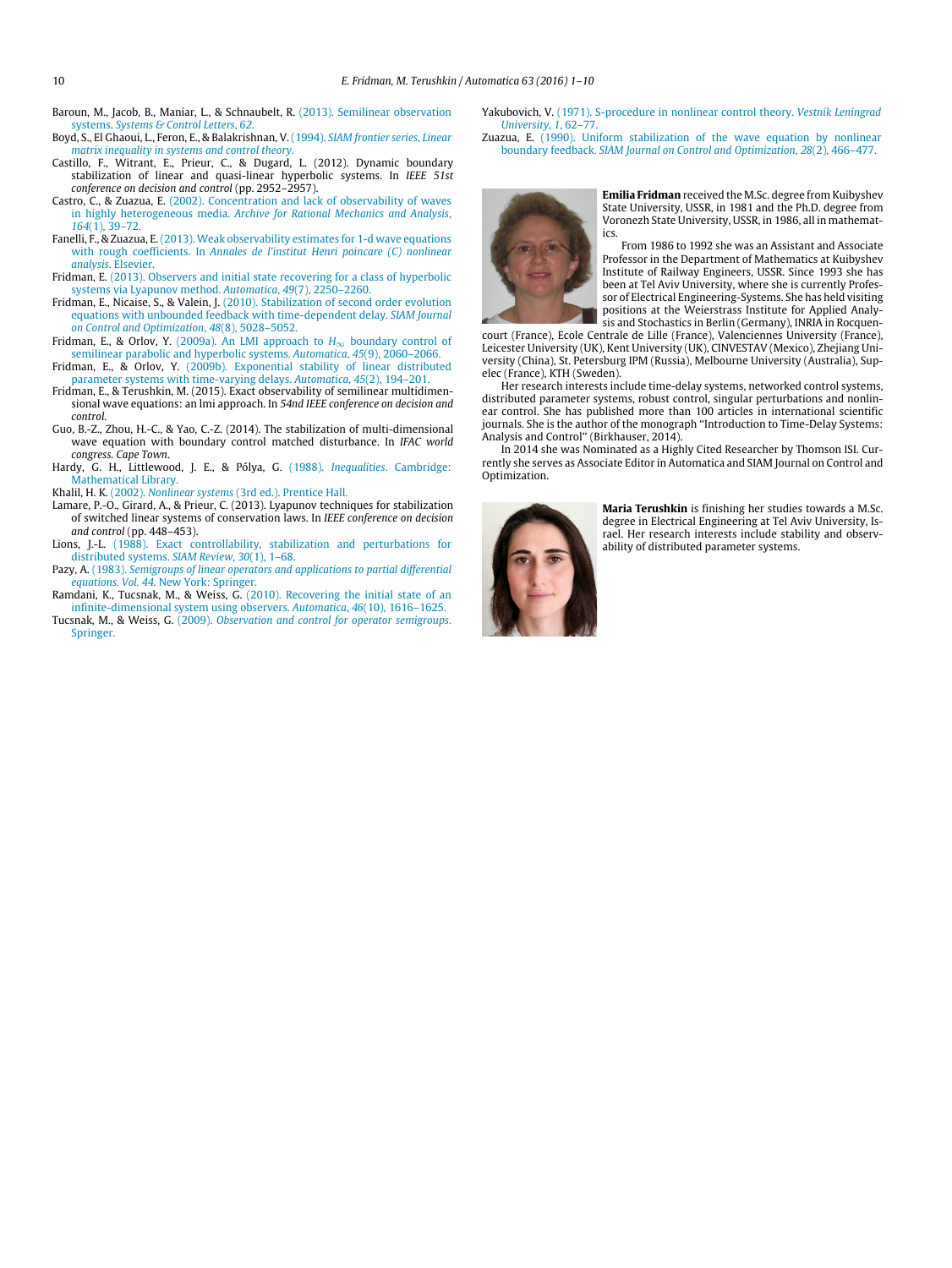Baroun, M., Jacob, B., Maniar, L., & Schnaubelt, R. (2013). Semilinear observation systems. *Systems & Control Letters*, *62*.

Boyd, S., El Ghaoui, L., Feron, E., & Balakrishnan, V. (1994). *SIAM frontier series, Linear matrix inequality in systems and control theory*.

Castillo, F., Witrant, E., Prieur, C., & Dugard, L. (2012). Dynamic boundary stabilization of linear and quasi-linear hyperbolic systems. In *IEEE 51st conference on decision and control* (pp. 2952–2957).

Castro, C., & Zuazua, E. (2002). Concentration and lack of observability of waves in highly heterogeneous media. *Archive for Rational Mechanics and Analysis*, *164*(1), 39–72.

Fanelli, F., & Zuazua, E. (2013). Weak observability estimates for 1-d wave equations with rough coefficients. In *Annales de l'institut Henri poincare (C) nonlinear analysis*. Elsevier.

Fridman, E. (2013). Observers and initial state recovering for a class of hyperbolic systems via Lyapunov method. *Automatica*, *49*(7), 2250–2260.

Fridman, E., Nicaise, S., & Valein, J. (2010). Stabilization of second order evolution equations with unbounded feedback with time-dependent delay. *SIAM Journal on Control and Optimization*, *48*(8), 5028–5052.

Fridman, E., & Orlov, Y. (2009a). An LMI approach to $H_\infty$ boundary control of semilinear parabolic and hyperbolic systems. *Automatica*, *45*(9), 2060–2066.

Fridman, E., & Orlov, Y. (2009b). Exponential stability of linear distributed parameter systems with time-varying delays. *Automatica*, *45*(2), 194–201.

Fridman, E., & Terushkin, M. (2015). Exact observability of semilinear multidimensional wave equations: an lmi approach. In *54nd IEEE conference on decision and control*.

Guo, B.-Z., Zhou, H.-C., & Yao, C.-Z. (2014). The stabilization of multi-dimensional wave equation with boundary control matched disturbance. In *IFAC world congress. Cape Town*.

Hardy, G. H., Littlewood, J. E., & Pólya, G. (1988). *Inequalities*. Cambridge: Mathematical Library.

Khalil, H. K. (2002). *Nonlinear systems* (3rd ed.). Prentice Hall.

Lamare, P.-O., Girard, A., & Prieur, C. (2013). Lyapunov techniques for stabilization of switched linear systems of conservation laws. In *IEEE conference on decision and control* (pp. 448–453).

Lions, J.-L. (1988). Exact controllability, stabilization and perturbations for distributed systems. *SIAM Review*, *30*(1), 1–68.

Pazy, A. (1983). *Semigroups of linear operators and applications to partial differential equations. Vol. 44*. New York: Springer.

Ramdani, K., Tucsnak, M., & Weiss, G. (2010). Recovering the initial state of an infinite-dimensional system using observers. *Automatica*, *46*(10), 1616–1625.

Tucsnak, M., & Weiss, G. (2009). *Observation and control for operator semigroups*. Springer.

Yakubovich, V. (1971). S-procedure in nonlinear control theory. *Vestnik Leningrad University*, *1*, 62–77.

Zuazua, E. (1990). Uniform stabilization of the wave equation by nonlinear boundary feedback. *SIAM Journal on Control and Optimization*, *28*(2), 466–477.

**Emilia Fridman** received the M.Sc. degree from Kuibyshev State University, USSR, in 1981 and the Ph.D. degree from Voronezh State University, USSR, in 1986, all in mathematics.

From 1986 to 1992 she was an Assistant and Associate Professor in the Department of Mathematics at Kuibyshev Institute of Railway Engineers, USSR. Since 1993 she has been at Tel Aviv University, where she is currently Professor of Electrical Engineering-Systems. She has held visiting positions at the Weierstrass Institute for Applied Analysis and Stochastics in Berlin (Germany), INRIA in Rocquencourt (France), Ecole Centrale de Lille (France), Valenciennes University (France), Leicester University (UK), Kent University (UK), CINVESTAV (Mexico), Zhejiang University (China), St. Petersburg IPM (Russia), Melbourne University (Australia), Supelec (France), KTH (Sweden).

Her research interests include time-delay systems, networked control systems, distributed parameter systems, robust control, singular perturbations and nonlinear control. She has published more than 100 articles in international scientific journals. She is the author of the monograph "Introduction to Time-Delay Systems: Analysis and Control" (Birkhauser, 2014).

In 2014 she was Nominated as a Highly Cited Researcher by Thomson ISI. Currently she serves as Associate Editor in Automatica and SIAM Journal on Control and Optimization.

**Maria Terushkin** is finishing her studies towards a M.Sc. degree in Electrical Engineering at Tel Aviv University, Israel. Her research interests include stability and observability of distributed parameter systems.